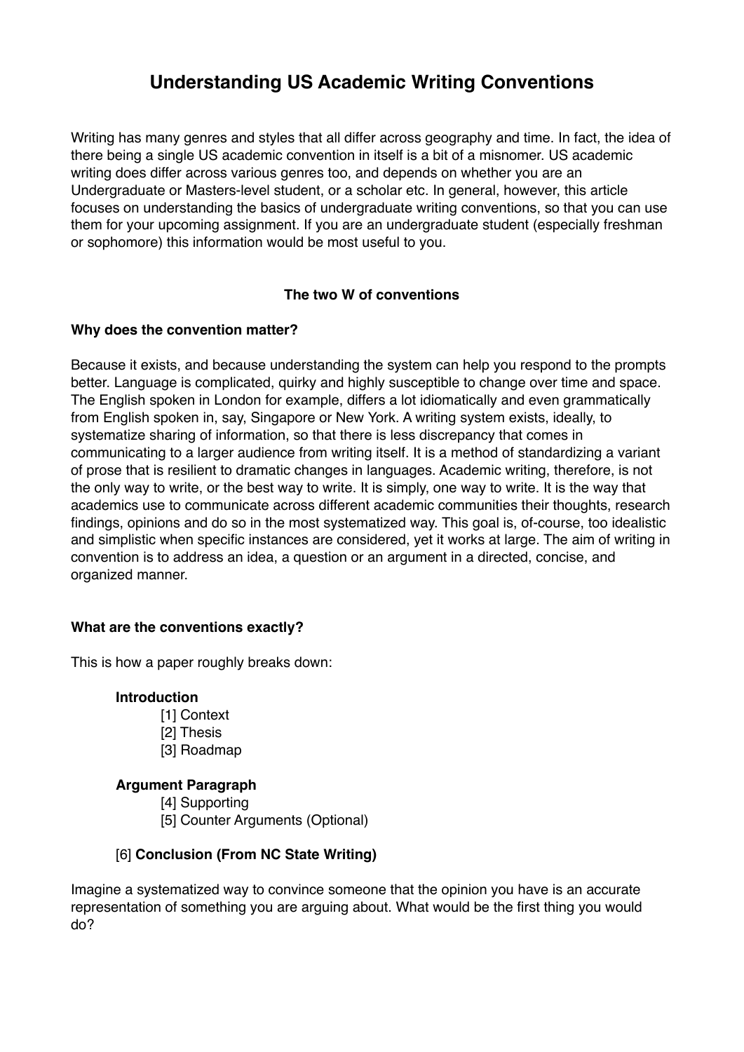# Understanding US Academic Writing Conventions

Writing has many genres and styles that all differ across geography and time. In fact, the idea of there being a single US academic convention in itself is a bit of a misnomer. US academic writing does differ across various genres too, and depends on whether you are an Undergraduate or Masters-level student, or a scholar etc. In general, however, this article focuses on understanding the basics of undergraduate writing conventions, so that you can use them for your upcoming assignment. If you are an undergraduate student (especially freshman or sophomore) this information would be most useful to you.

**The two W of conventions**

**Why does the convention matter?**

Because it exists, and because understanding the system can help you respond to the prompts better. Language is complicated, quirky and highly susceptible to change over time and space. The English spoken in London for example, differs a lot idiomatically and even grammatically from English spoken in, say, Singapore or New York. A writing system exists, ideally, to systematize sharing of information, so that there is less discrepancy that comes in communicating to a larger audience from writing itself. It is a method of standardizing a variant of prose that is resilient to dramatic changes in languages. Academic writing, therefore, is not the only way to write, or the best way to write. It is simply, one way to write. It is the way that academics use to communicate across different academic communities their thoughts, research findings, opinions and do so in the most systematized way. This goal is, of-course, too idealistic and simplistic when specific instances are considered, yet it works at large. The aim of writing in convention is to address an idea, a question or an argument in a directed, concise, and organized manner.

**What are the conventions exactly?**

This is how a paper roughly breaks down:

**Introduction**

[1] Context
[2] Thesis
[3] Roadmap

**Argument Paragraph**

[4] Supporting
[5] Counter Arguments (Optional)

[6] **Conclusion (From NC State Writing)**

Imagine a systematized way to convince someone that the opinion you have is an accurate representation of something you are arguing about. What would be the first thing you would do?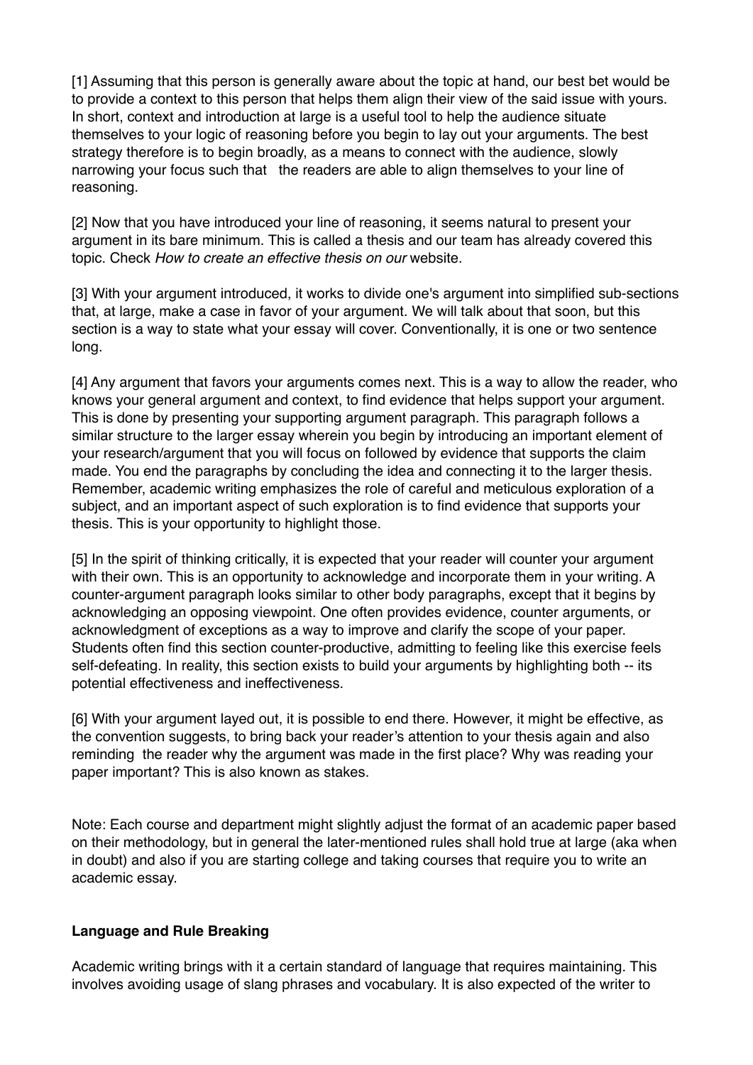[1] Assuming that this person is generally aware about the topic at hand, our best bet would be to provide a context to this person that helps them align their view of the said issue with yours. In short, context and introduction at large is a useful tool to help the audience situate themselves to your logic of reasoning before you begin to lay out your arguments. The best strategy therefore is to begin broadly, as a means to connect with the audience, slowly narrowing your focus such that the readers are able to align themselves to your line of reasoning.

[2] Now that you have introduced your line of reasoning, it seems natural to present your argument in its bare minimum. This is called a thesis and our team has already covered this topic. Check *How to create an effective thesis on our* website.

[3] With your argument introduced, it works to divide one's argument into simplified sub-sections that, at large, make a case in favor of your argument. We will talk about that soon, but this section is a way to state what your essay will cover. Conventionally, it is one or two sentence long.

[4] Any argument that favors your arguments comes next. This is a way to allow the reader, who knows your general argument and context, to find evidence that helps support your argument. This is done by presenting your supporting argument paragraph. This paragraph follows a similar structure to the larger essay wherein you begin by introducing an important element of your research/argument that you will focus on followed by evidence that supports the claim made. You end the paragraphs by concluding the idea and connecting it to the larger thesis. Remember, academic writing emphasizes the role of careful and meticulous exploration of a subject, and an important aspect of such exploration is to find evidence that supports your thesis. This is your opportunity to highlight those.

[5] In the spirit of thinking critically, it is expected that your reader will counter your argument with their own. This is an opportunity to acknowledge and incorporate them in your writing. A counter-argument paragraph looks similar to other body paragraphs, except that it begins by acknowledging an opposing viewpoint. One often provides evidence, counter arguments, or acknowledgment of exceptions as a way to improve and clarify the scope of your paper. Students often find this section counter-productive, admitting to feeling like this exercise feels self-defeating. In reality, this section exists to build your arguments by highlighting both -- its potential effectiveness and ineffectiveness.

[6] With your argument layed out, it is possible to end there. However, it might be effective, as the convention suggests, to bring back your reader's attention to your thesis again and also reminding the reader why the argument was made in the first place? Why was reading your paper important? This is also known as stakes.

Note: Each course and department might slightly adjust the format of an academic paper based on their methodology, but in general the later-mentioned rules shall hold true at large (aka when in doubt) and also if you are starting college and taking courses that require you to write an academic essay.

**Language and Rule Breaking**

Academic writing brings with it a certain standard of language that requires maintaining. This involves avoiding usage of slang phrases and vocabulary. It is also expected of the writer to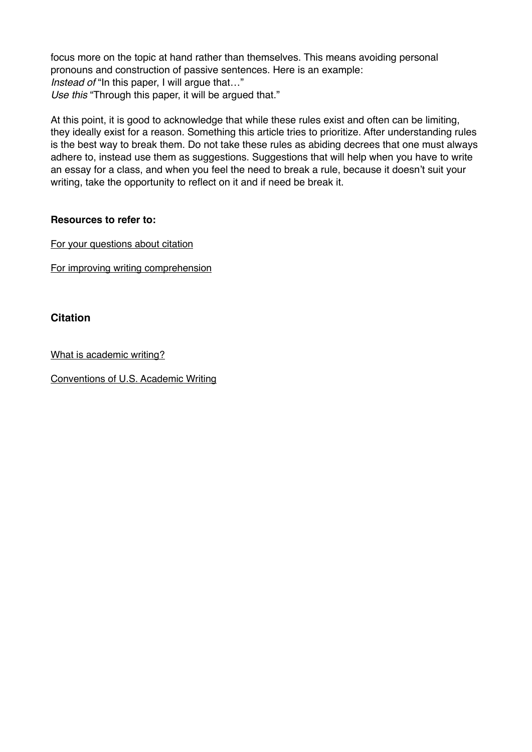focus more on the topic at hand rather than themselves. This means avoiding personal pronouns and construction of passive sentences. Here is an example:
*Instead of* "In this paper, I will argue that…"
*Use this* "Through this paper, it will be argued that."

At this point, it is good to acknowledge that while these rules exist and often can be limiting, they ideally exist for a reason. Something this article tries to prioritize. After understanding rules is the best way to break them. Do not take these rules as abiding decrees that one must always adhere to, instead use them as suggestions. Suggestions that will help when you have to write an essay for a class, and when you feel the need to break a rule, because it doesn't suit your writing, take the opportunity to reflect on it and if need be break it.

**Resources to refer to:**

For your questions about citation

For improving writing comprehension

**Citation**

What is academic writing?

Conventions of U.S. Academic Writing